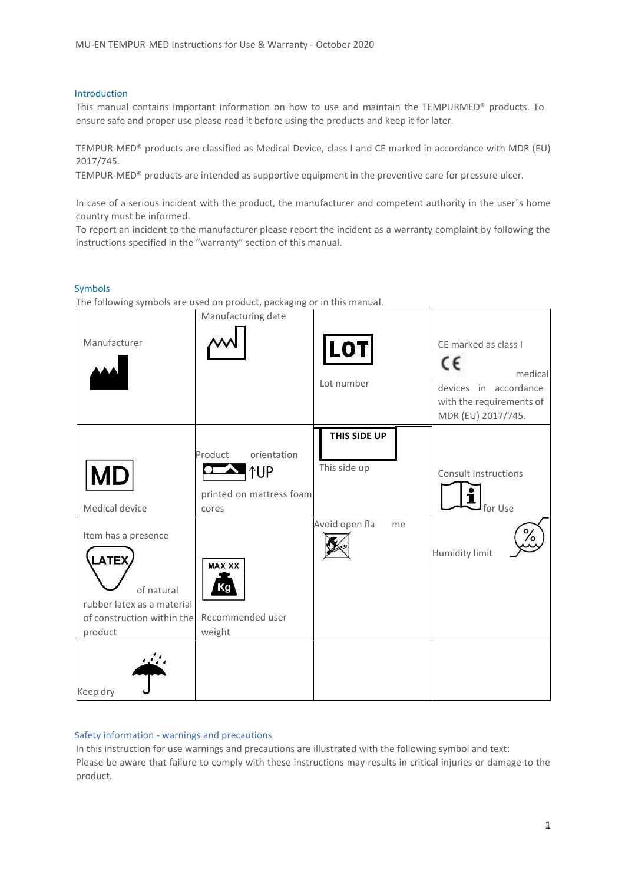## Introduction

This manual contains important information on how to use and maintain the TEMPURMED® products. To ensure safe and proper use please read it before using the products and keep it for later.

TEMPUR-MED® products are classified as Medical Device, class I and CE marked in accordance with MDR (EU) 2017/745.
TEMPUR-MED® products are intended as supportive equipment in the preventive care for pressure ulcer.

In case of a serious incident with the product, the manufacturer and competent authority in the user´s home country must be informed.
To report an incident to the manufacturer please report the incident as a warranty complaint by following the instructions specified in the "warranty" section of this manual.

## Symbols

The following symbols are used on product, packaging or in this manual.

| | | | |
|---|---|---|---|
| Manufacturer | Manufacturing date | LOT<br>Lot number | CE marked as class I medical devices in accordance with the requirements of MDR (EU) 2017/745. |
| MD<br>Medical device | Product orientation ↑UP printed on mattress foam cores | THIS SIDE UP<br>This side up | Consult Instructions for Use |
| Item has a presence LATEX of natural rubber latex as a material of construction within the product | MAX XX Kg<br>Recommended user weight | Avoid open flame | Humidity limit |
| Keep dry | | | |

## Safety information - warnings and precautions

In this instruction for use warnings and precautions are illustrated with the following symbol and text:
Please be aware that failure to comply with these instructions may results in critical injuries or damage to the product.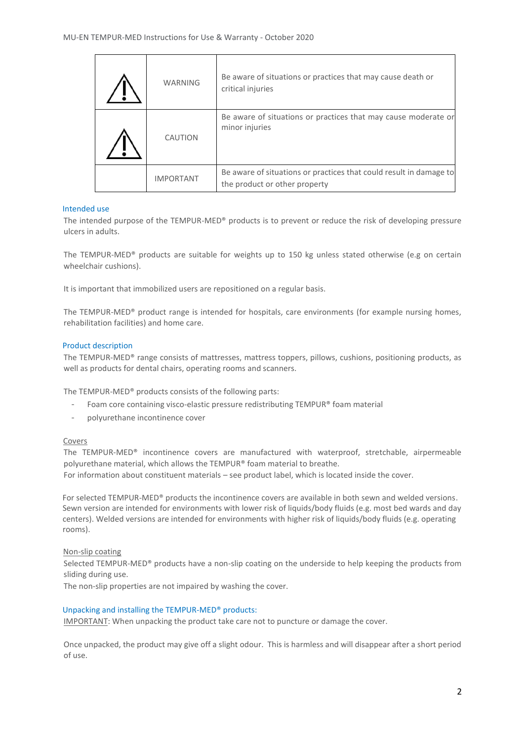| ⚠ | WARNING | Be aware of situations or practices that may cause death or critical injuries |
|---|---|---|
| ⚠ | CAUTION | Be aware of situations or practices that may cause moderate or minor injuries |
| | IMPORTANT | Be aware of situations or practices that could result in damage to the product or other property |

## Intended use

The intended purpose of the TEMPUR-MED® products is to prevent or reduce the risk of developing pressure ulcers in adults.

The TEMPUR-MED® products are suitable for weights up to 150 kg unless stated otherwise (e.g on certain wheelchair cushions).

It is important that immobilized users are repositioned on a regular basis.

The TEMPUR-MED® product range is intended for hospitals, care environments (for example nursing homes, rehabilitation facilities) and home care.

## Product description

The TEMPUR-MED® range consists of mattresses, mattress toppers, pillows, cushions, positioning products, as well as products for dental chairs, operating rooms and scanners.

The TEMPUR-MED® products consists of the following parts:

- Foam core containing visco-elastic pressure redistributing TEMPUR® foam material
- polyurethane incontinence cover

### Covers

The TEMPUR-MED® incontinence covers are manufactured with waterproof, stretchable, airpermeable polyurethane material, which allows the TEMPUR® foam material to breathe.
For information about constituent materials – see product label, which is located inside the cover.

For selected TEMPUR-MED® products the incontinence covers are available in both sewn and welded versions. Sewn version are intended for environments with lower risk of liquids/body fluids (e.g. most bed wards and day centers). Welded versions are intended for environments with higher risk of liquids/body fluids (e.g. operating rooms).

### Non-slip coating

Selected TEMPUR-MED® products have a non-slip coating on the underside to help keeping the products from sliding during use.
The non-slip properties are not impaired by washing the cover.

## Unpacking and installing the TEMPUR-MED® products:

IMPORTANT: When unpacking the product take care not to puncture or damage the cover.

Once unpacked, the product may give off a slight odour. This is harmless and will disappear after a short period of use.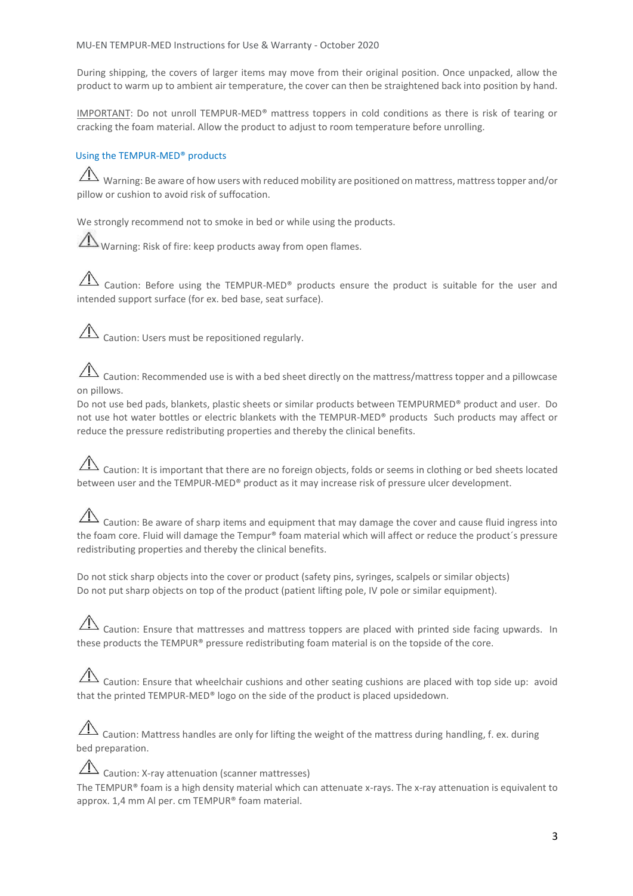During shipping, the covers of larger items may move from their original position. Once unpacked, allow the product to warm up to ambient air temperature, the cover can then be straightened back into position by hand.

IMPORTANT: Do not unroll TEMPUR-MED® mattress toppers in cold conditions as there is risk of tearing or cracking the foam material. Allow the product to adjust to room temperature before unrolling.

## Using the TEMPUR-MED® products

⚠ Warning: Be aware of how users with reduced mobility are positioned on mattress, mattress topper and/or pillow or cushion to avoid risk of suffocation.

We strongly recommend not to smoke in bed or while using the products.

⚠ Warning: Risk of fire: keep products away from open flames.

⚠ Caution: Before using the TEMPUR-MED® products ensure the product is suitable for the user and intended support surface (for ex. bed base, seat surface).

⚠ Caution: Users must be repositioned regularly.

⚠ Caution: Recommended use is with a bed sheet directly on the mattress/mattress topper and a pillowcase on pillows.
Do not use bed pads, blankets, plastic sheets or similar products between TEMPURMED® product and user. Do not use hot water bottles or electric blankets with the TEMPUR-MED® products Such products may affect or reduce the pressure redistributing properties and thereby the clinical benefits.

⚠ Caution: It is important that there are no foreign objects, folds or seems in clothing or bed sheets located between user and the TEMPUR-MED® product as it may increase risk of pressure ulcer development.

⚠ Caution: Be aware of sharp items and equipment that may damage the cover and cause fluid ingress into the foam core. Fluid will damage the Tempur® foam material which will affect or reduce the product´s pressure redistributing properties and thereby the clinical benefits.

Do not stick sharp objects into the cover or product (safety pins, syringes, scalpels or similar objects)
Do not put sharp objects on top of the product (patient lifting pole, IV pole or similar equipment).

⚠ Caution: Ensure that mattresses and mattress toppers are placed with printed side facing upwards. In these products the TEMPUR® pressure redistributing foam material is on the topside of the core.

⚠ Caution: Ensure that wheelchair cushions and other seating cushions are placed with top side up: avoid that the printed TEMPUR-MED® logo on the side of the product is placed upsidedown.

⚠ Caution: Mattress handles are only for lifting the weight of the mattress during handling, f. ex. during bed preparation.

⚠ Caution: X-ray attenuation (scanner mattresses)
The TEMPUR® foam is a high density material which can attenuate x-rays. The x-ray attenuation is equivalent to approx. 1,4 mm Al per. cm TEMPUR® foam material.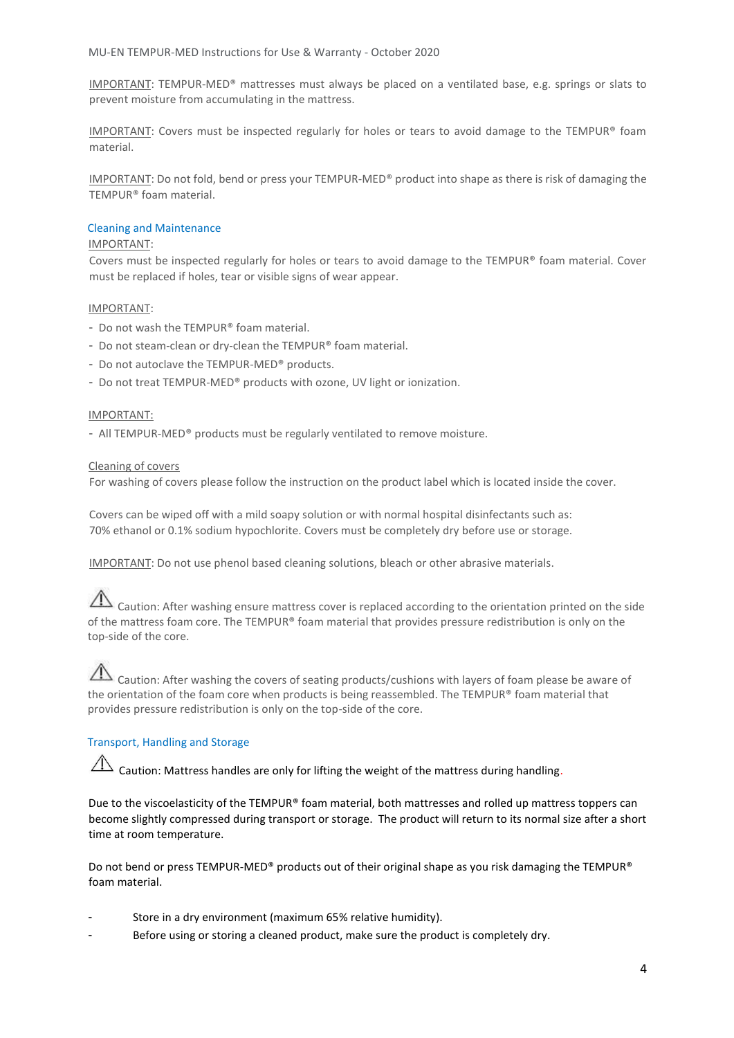IMPORTANT: TEMPUR-MED® mattresses must always be placed on a ventilated base, e.g. springs or slats to prevent moisture from accumulating in the mattress.

IMPORTANT: Covers must be inspected regularly for holes or tears to avoid damage to the TEMPUR® foam material.

IMPORTANT: Do not fold, bend or press your TEMPUR-MED® product into shape as there is risk of damaging the TEMPUR® foam material.

## Cleaning and Maintenance

IMPORTANT:
Covers must be inspected regularly for holes or tears to avoid damage to the TEMPUR® foam material. Cover must be replaced if holes, tear or visible signs of wear appear.

IMPORTANT:

- Do not wash the TEMPUR® foam material.
- Do not steam-clean or dry-clean the TEMPUR® foam material.
- Do not autoclave the TEMPUR-MED® products.
- Do not treat TEMPUR-MED® products with ozone, UV light or ionization.

IMPORTANT:

- All TEMPUR-MED® products must be regularly ventilated to remove moisture.

Cleaning of covers
For washing of covers please follow the instruction on the product label which is located inside the cover.

Covers can be wiped off with a mild soapy solution or with normal hospital disinfectants such as:
70% ethanol or 0.1% sodium hypochlorite. Covers must be completely dry before use or storage.

IMPORTANT: Do not use phenol based cleaning solutions, bleach or other abrasive materials.

⚠ Caution: After washing ensure mattress cover is replaced according to the orientation printed on the side of the mattress foam core. The TEMPUR® foam material that provides pressure redistribution is only on the top-side of the core.

⚠ Caution: After washing the covers of seating products/cushions with layers of foam please be aware of the orientation of the foam core when products is being reassembled. The TEMPUR® foam material that provides pressure redistribution is only on the top-side of the core.

## Transport, Handling and Storage

⚠ Caution: Mattress handles are only for lifting the weight of the mattress during handling.

Due to the viscoelasticity of the TEMPUR® foam material, both mattresses and rolled up mattress toppers can become slightly compressed during transport or storage. The product will return to its normal size after a short time at room temperature.

Do not bend or press TEMPUR-MED® products out of their original shape as you risk damaging the TEMPUR® foam material.

- Store in a dry environment (maximum 65% relative humidity).
- Before using or storing a cleaned product, make sure the product is completely dry.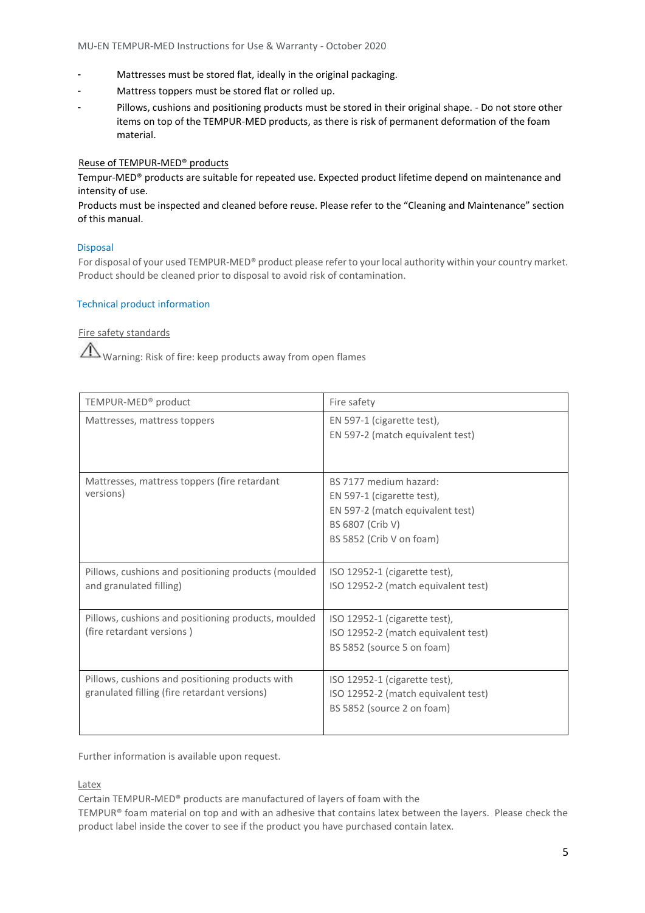- Mattresses must be stored flat, ideally in the original packaging.
- Mattress toppers must be stored flat or rolled up.
- Pillows, cushions and positioning products must be stored in their original shape. - Do not store other items on top of the TEMPUR-MED products, as there is risk of permanent deformation of the foam material.

Reuse of TEMPUR-MED® products

Tempur-MED® products are suitable for repeated use. Expected product lifetime depend on maintenance and intensity of use.
Products must be inspected and cleaned before reuse. Please refer to the "Cleaning and Maintenance" section of this manual.

## Disposal

For disposal of your used TEMPUR-MED® product please refer to your local authority within your country market. Product should be cleaned prior to disposal to avoid risk of contamination.

## Technical product information

Fire safety standards

⚠ Warning: Risk of fire: keep products away from open flames

| TEMPUR-MED® product | Fire safety |
|---|---|
| Mattresses, mattress toppers | EN 597-1 (cigarette test),<br>EN 597-2 (match equivalent test) |
| Mattresses, mattress toppers (fire retardant versions) | BS 7177 medium hazard:<br>EN 597-1 (cigarette test),<br>EN 597-2 (match equivalent test)<br>BS 6807 (Crib V)<br>BS 5852 (Crib V on foam) |
| Pillows, cushions and positioning products (moulded and granulated filling) | ISO 12952-1 (cigarette test),<br>ISO 12952-2 (match equivalent test) |
| Pillows, cushions and positioning products, moulded (fire retardant versions ) | ISO 12952-1 (cigarette test),<br>ISO 12952-2 (match equivalent test)<br>BS 5852 (source 5 on foam) |
| Pillows, cushions and positioning products with granulated filling (fire retardant versions) | ISO 12952-1 (cigarette test),<br>ISO 12952-2 (match equivalent test)<br>BS 5852 (source 2 on foam) |

Further information is available upon request.

Latex

Certain TEMPUR-MED® products are manufactured of layers of foam with the TEMPUR® foam material on top and with an adhesive that contains latex between the layers. Please check the product label inside the cover to see if the product you have purchased contain latex.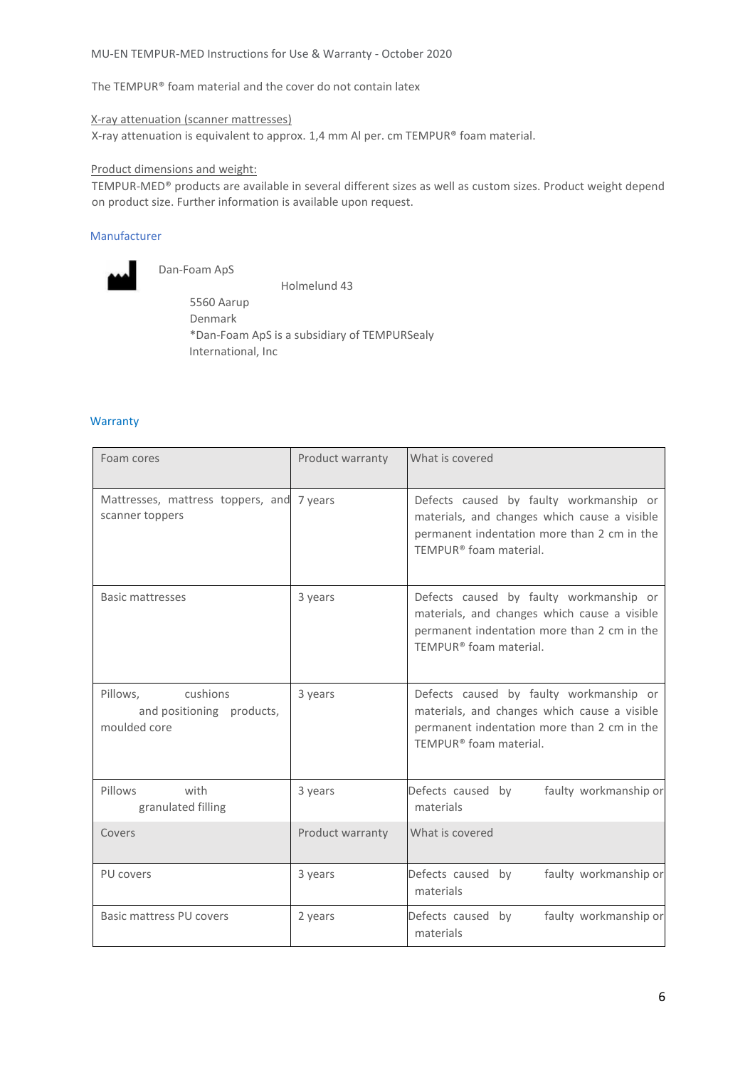The TEMPUR® foam material and the cover do not contain latex

X-ray attenuation (scanner mattresses)
X-ray attenuation is equivalent to approx. 1,4 mm Al per. cm TEMPUR® foam material.

Product dimensions and weight:
TEMPUR-MED® products are available in several different sizes as well as custom sizes. Product weight depend on product size. Further information is available upon request.

## Manufacturer

Dan-Foam ApS
Holmelund 43
5560 Aarup
Denmark
*Dan-Foam ApS is a subsidiary of TEMPURSealy International, Inc

## Warranty

| Foam cores | Product warranty | What is covered |
|---|---|---|
| Mattresses, mattress toppers, and scanner toppers | 7 years | Defects caused by faulty workmanship or materials, and changes which cause a visible permanent indentation more than 2 cm in the TEMPUR® foam material. |
| Basic mattresses | 3 years | Defects caused by faulty workmanship or materials, and changes which cause a visible permanent indentation more than 2 cm in the TEMPUR® foam material. |
| Pillows, cushions and positioning products, moulded core | 3 years | Defects caused by faulty workmanship or materials, and changes which cause a visible permanent indentation more than 2 cm in the TEMPUR® foam material. |
| Pillows with granulated filling | 3 years | Defects caused by faulty workmanship or materials |
| **Covers** | **Product warranty** | **What is covered** |
| PU covers | 3 years | Defects caused by faulty workmanship or materials |
| Basic mattress PU covers | 2 years | Defects caused by faulty workmanship or materials |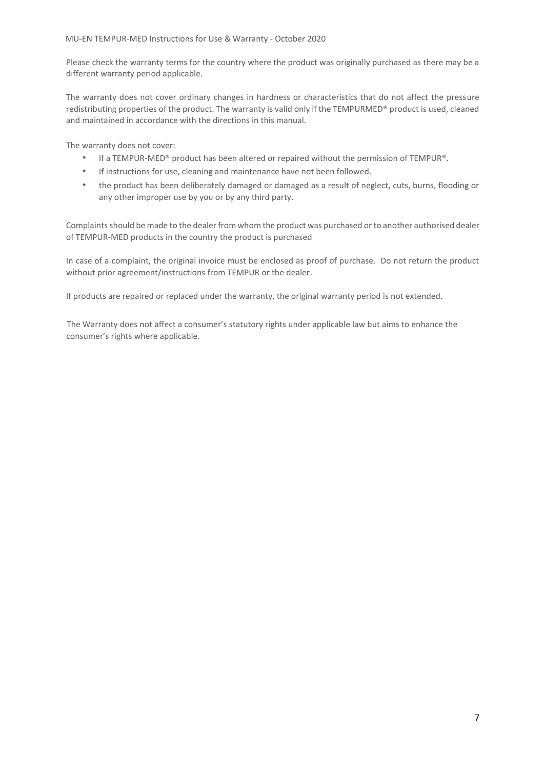Please check the warranty terms for the country where the product was originally purchased as there may be a different warranty period applicable.

The warranty does not cover ordinary changes in hardness or characteristics that do not affect the pressure redistributing properties of the product. The warranty is valid only if the TEMPURMED® product is used, cleaned and maintained in accordance with the directions in this manual.

The warranty does not cover:

- If a TEMPUR-MED® product has been altered or repaired without the permission of TEMPUR®.
- If instructions for use, cleaning and maintenance have not been followed.
- the product has been deliberately damaged or damaged as a result of neglect, cuts, burns, flooding or any other improper use by you or by any third party.

Complaints should be made to the dealer from whom the product was purchased or to another authorised dealer of TEMPUR-MED products in the country the product is purchased

In case of a complaint, the original invoice must be enclosed as proof of purchase. Do not return the product without prior agreement/instructions from TEMPUR or the dealer.

If products are repaired or replaced under the warranty, the original warranty period is not extended.

The Warranty does not affect a consumer's statutory rights under applicable law but aims to enhance the consumer's rights where applicable.